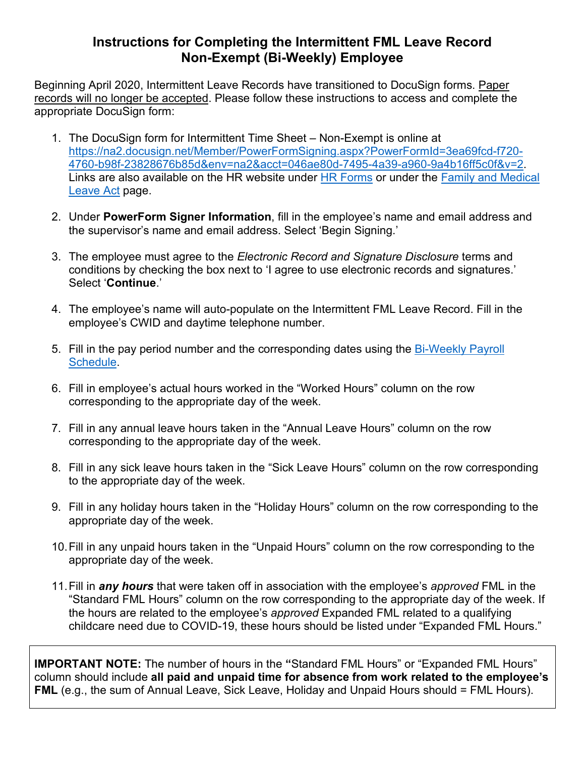# Instructions for Completing the Intermittent FML Leave Record
# Non-Exempt (Bi-Weekly) Employee

Beginning April 2020, Intermittent Leave Records have transitioned to DocuSign forms. Paper records will no longer be accepted. Please follow these instructions to access and complete the appropriate DocuSign form:

1. The DocuSign form for Intermittent Time Sheet – Non-Exempt is online at https://na2.docusign.net/Member/PowerFormSigning.aspx?PowerFormId=3ea69fcd-f720-4760-b98f-23828676b85d&env=na2&acct=046ae80d-7495-4a39-a960-9a4b16ff5c0f&v=2. Links are also available on the HR website under HR Forms or under the Family and Medical Leave Act page.

2. Under **PowerForm Signer Information**, fill in the employee's name and email address and the supervisor's name and email address. Select 'Begin Signing.'

3. The employee must agree to the *Electronic Record and Signature Disclosure* terms and conditions by checking the box next to 'I agree to use electronic records and signatures.' Select '**Continue**.'

4. The employee's name will auto-populate on the Intermittent FML Leave Record. Fill in the employee's CWID and daytime telephone number.

5. Fill in the pay period number and the corresponding dates using the Bi-Weekly Payroll Schedule.

6. Fill in employee's actual hours worked in the "Worked Hours" column on the row corresponding to the appropriate day of the week.

7. Fill in any annual leave hours taken in the "Annual Leave Hours" column on the row corresponding to the appropriate day of the week.

8. Fill in any sick leave hours taken in the "Sick Leave Hours" column on the row corresponding to the appropriate day of the week.

9. Fill in any holiday hours taken in the "Holiday Hours" column on the row corresponding to the appropriate day of the week.

10. Fill in any unpaid hours taken in the "Unpaid Hours" column on the row corresponding to the appropriate day of the week.

11. Fill in ***any hours*** that were taken off in association with the employee's *approved* FML in the "Standard FML Hours" column on the row corresponding to the appropriate day of the week. If the hours are related to the employee's *approved* Expanded FML related to a qualifying childcare need due to COVID-19, these hours should be listed under "Expanded FML Hours."

**IMPORTANT NOTE:** The number of hours in the **"**Standard FML Hours" or "Expanded FML Hours" column should include **all paid and unpaid time for absence from work related to the employee's FML** (e.g., the sum of Annual Leave, Sick Leave, Holiday and Unpaid Hours should = FML Hours).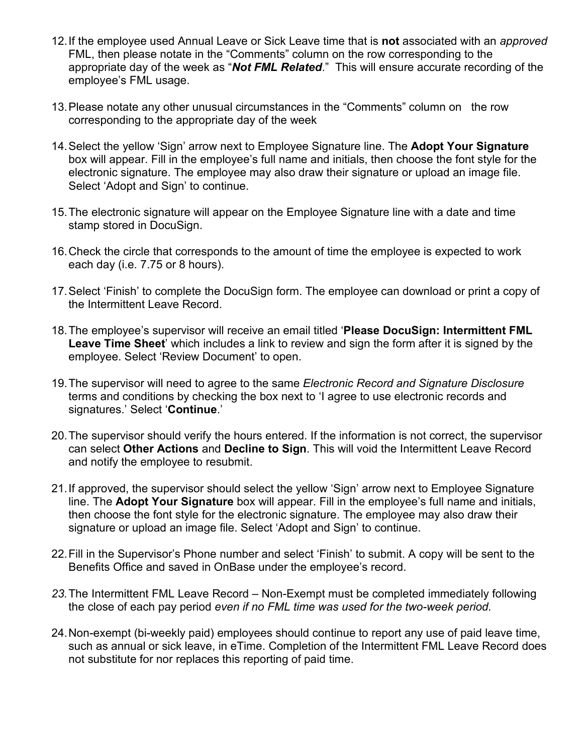12. If the employee used Annual Leave or Sick Leave time that is **not** associated with an *approved* FML, then please notate in the "Comments" column on the row corresponding to the appropriate day of the week as "***Not FML Related***." This will ensure accurate recording of the employee's FML usage.

13. Please notate any other unusual circumstances in the "Comments" column on the row corresponding to the appropriate day of the week

14. Select the yellow 'Sign' arrow next to Employee Signature line. The **Adopt Your Signature** box will appear. Fill in the employee's full name and initials, then choose the font style for the electronic signature. The employee may also draw their signature or upload an image file. Select 'Adopt and Sign' to continue.

15. The electronic signature will appear on the Employee Signature line with a date and time stamp stored in DocuSign.

16. Check the circle that corresponds to the amount of time the employee is expected to work each day (i.e. 7.75 or 8 hours).

17. Select 'Finish' to complete the DocuSign form. The employee can download or print a copy of the Intermittent Leave Record.

18. The employee's supervisor will receive an email titled '**Please DocuSign: Intermittent FML Leave Time Sheet**' which includes a link to review and sign the form after it is signed by the employee. Select 'Review Document' to open.

19. The supervisor will need to agree to the same *Electronic Record and Signature Disclosure* terms and conditions by checking the box next to 'I agree to use electronic records and signatures.' Select '**Continue**.'

20. The supervisor should verify the hours entered. If the information is not correct, the supervisor can select **Other Actions** and **Decline to Sign**. This will void the Intermittent Leave Record and notify the employee to resubmit.

21. If approved, the supervisor should select the yellow 'Sign' arrow next to Employee Signature line. The **Adopt Your Signature** box will appear. Fill in the employee's full name and initials, then choose the font style for the electronic signature. The employee may also draw their signature or upload an image file. Select 'Adopt and Sign' to continue.

22. Fill in the Supervisor's Phone number and select 'Finish' to submit. A copy will be sent to the Benefits Office and saved in OnBase under the employee's record.

23. The Intermittent FML Leave Record – Non-Exempt must be completed immediately following the close of each pay period *even if no FML time was used for the two-week period.*

24. Non-exempt (bi-weekly paid) employees should continue to report any use of paid leave time, such as annual or sick leave, in eTime. Completion of the Intermittent FML Leave Record does not substitute for nor replaces this reporting of paid time.